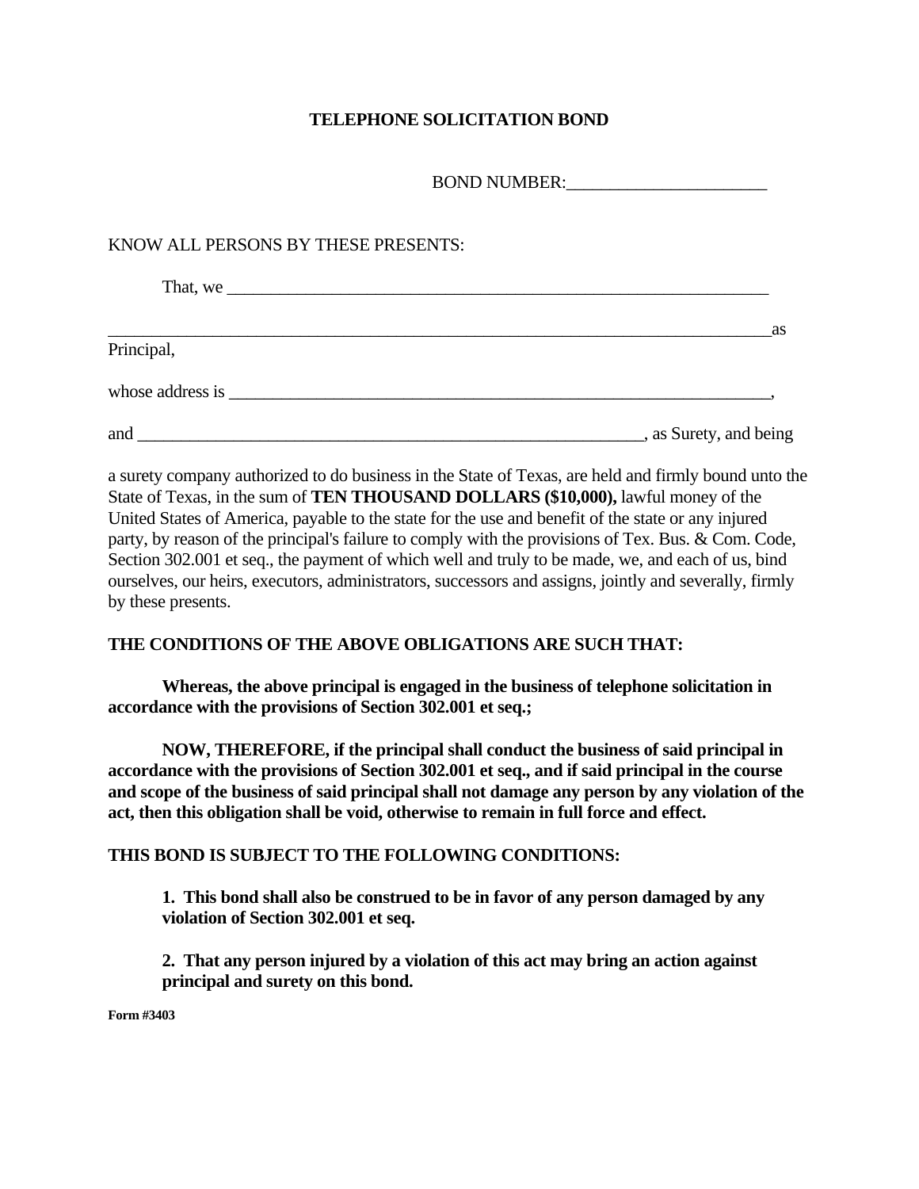# TELEPHONE SOLICITATION BOND

BOND NUMBER:______________________

KNOW ALL PERSONS BY THESE PRESENTS:

That, we ____________________________________________________________

_____________________________________________________________________as Principal,

whose address is _____________________________________________________,

and _________________________________________________________, as Surety, and being a surety company authorized to do business in the State of Texas, are held and firmly bound unto the State of Texas, in the sum of **TEN THOUSAND DOLLARS ($10,000),** lawful money of the United States of America, payable to the state for the use and benefit of the state or any injured party, by reason of the principal's failure to comply with the provisions of Tex. Bus. & Com. Code, Section 302.001 et seq., the payment of which well and truly to be made, we, and each of us, bind ourselves, our heirs, executors, administrators, successors and assigns, jointly and severally, firmly by these presents.

**THE CONDITIONS OF THE ABOVE OBLIGATIONS ARE SUCH THAT:**

**Whereas, the above principal is engaged in the business of telephone solicitation in accordance with the provisions of Section 302.001 et seq.;**

**NOW, THEREFORE, if the principal shall conduct the business of said principal in accordance with the provisions of Section 302.001 et seq., and if said principal in the course and scope of the business of said principal shall not damage any person by any violation of the act, then this obligation shall be void, otherwise to remain in full force and effect.**

**THIS BOND IS SUBJECT TO THE FOLLOWING CONDITIONS:**

**1. This bond shall also be construed to be in favor of any person damaged by any violation of Section 302.001 et seq.**

**2. That any person injured by a violation of this act may bring an action against principal and surety on this bond.**

**Form #3403**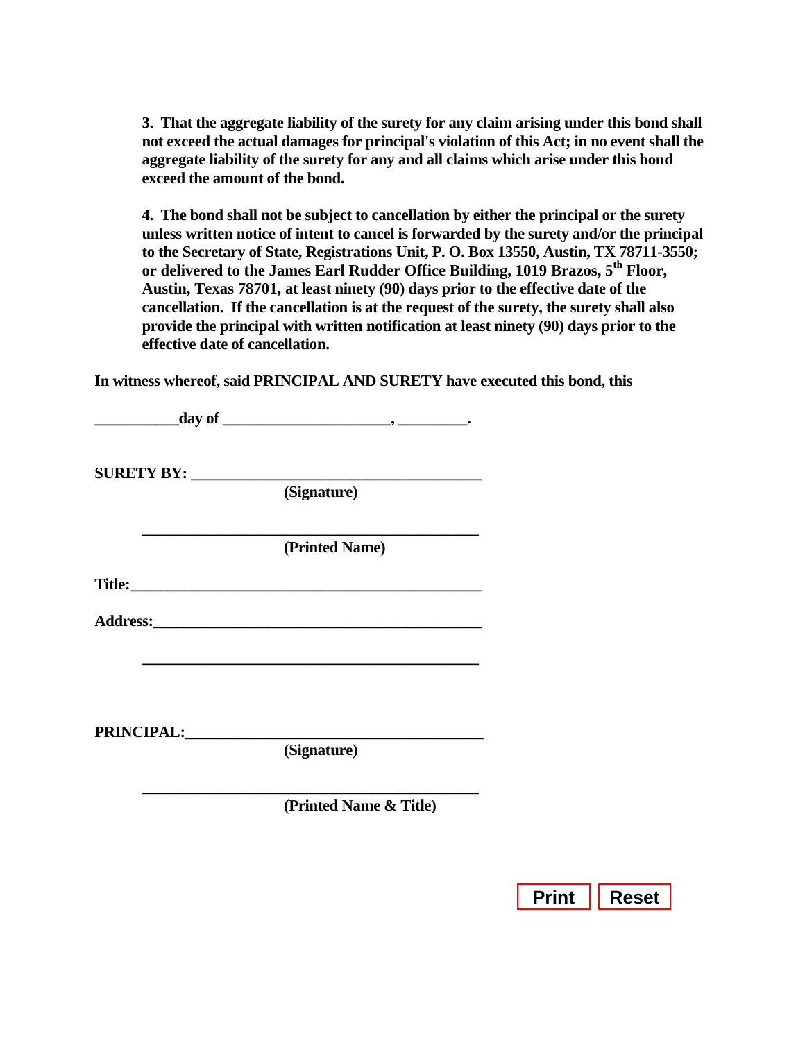**3. That the aggregate liability of the surety for any claim arising under this bond shall not exceed the actual damages for principal's violation of this Act; in no event shall the aggregate liability of the surety for any and all claims which arise under this bond exceed the amount of the bond.**

**4. The bond shall not be subject to cancellation by either the principal or the surety unless written notice of intent to cancel is forwarded by the surety and/or the principal to the Secretary of State, Registrations Unit, P. O. Box 13550, Austin, TX 78711-3550; or delivered to the James Earl Rudder Office Building, 1019 Brazos, 5th Floor, Austin, Texas 78701, at least ninety (90) days prior to the effective date of the cancellation. If the cancellation is at the request of the surety, the surety shall also provide the principal with written notification at least ninety (90) days prior to the effective date of cancellation.**

**In witness whereof, said PRINCIPAL AND SURETY have executed this bond, this**

**___________day of _____________________, _________.**

**SURETY BY: ______________________________________**
**(Signature)**

**____________________________________________**
**(Printed Name)**

**Title:_______________________________________________**

**Address:____________________________________________**

**____________________________________________**

**PRINCIPAL:_______________________________________**
**(Signature)**

**____________________________________________**
**(Printed Name & Title)**

Print Reset